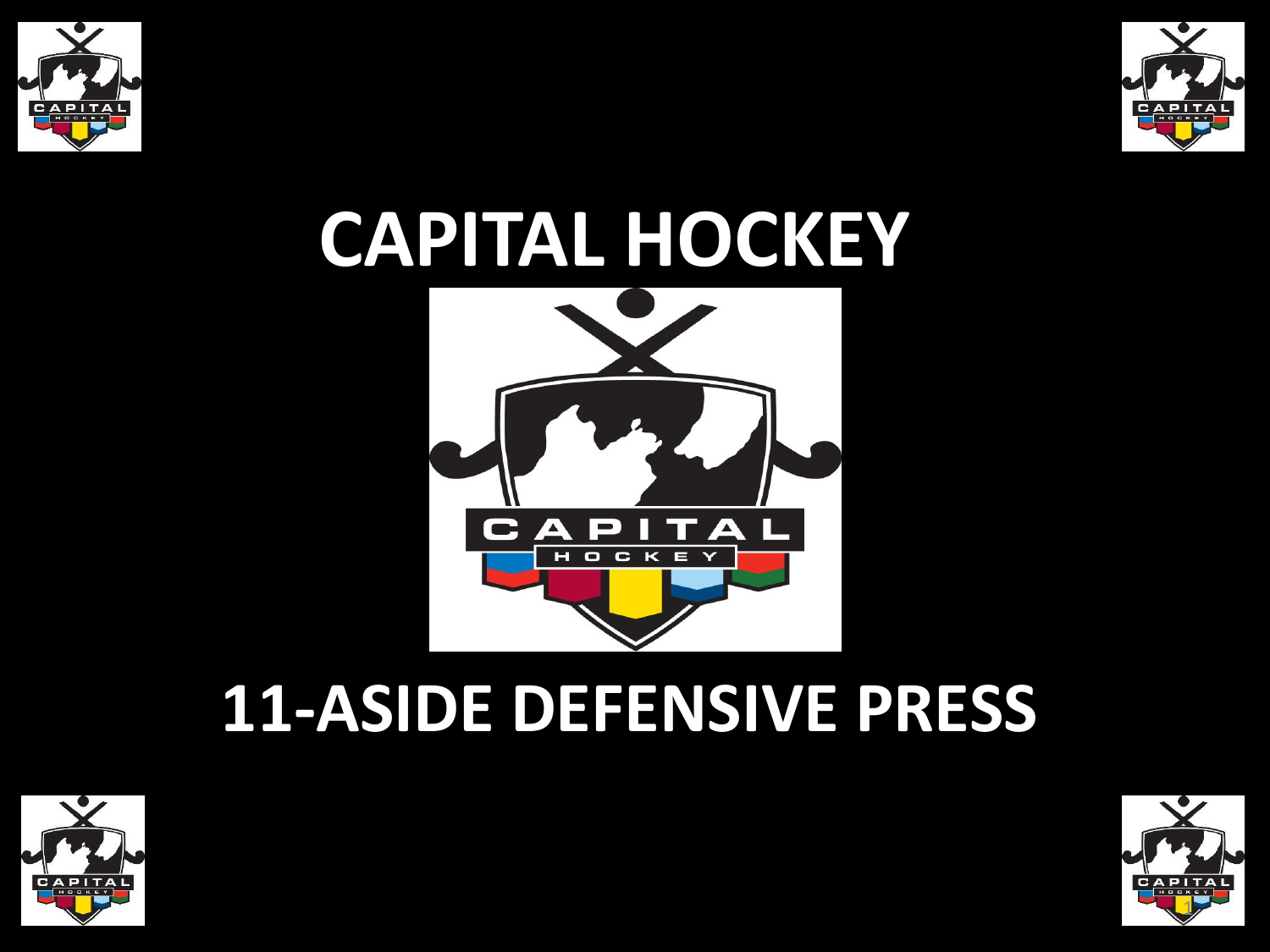# CAPITAL HOCKEY

# 11-ASIDE DEFENSIVE PRESS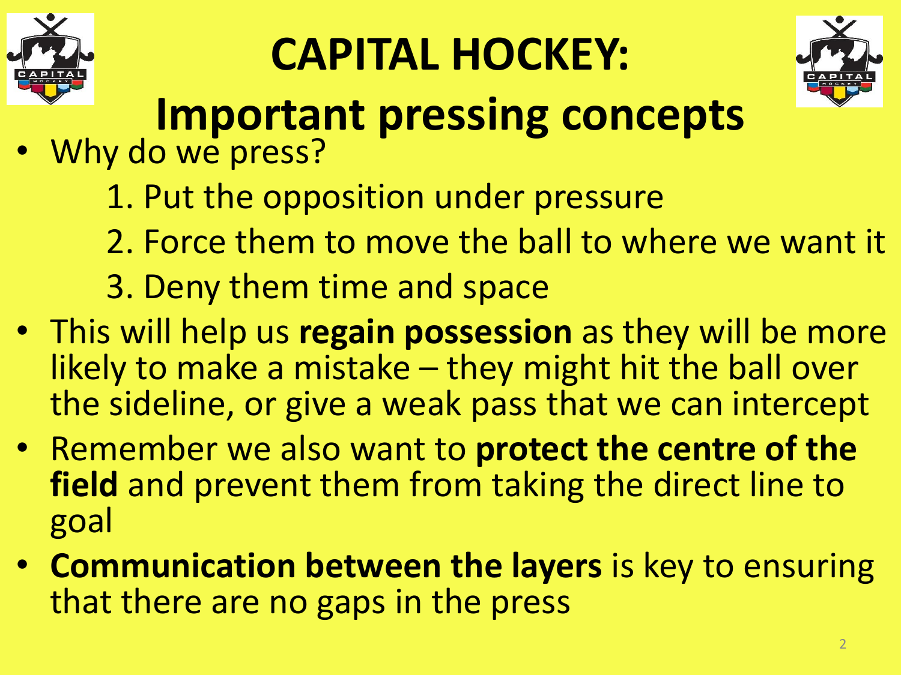# CAPITAL HOCKEY:

## Important pressing concepts

- Why do we press?
  1. Put the opposition under pressure
  2. Force them to move the ball to where we want it
  3. Deny them time and space
- This will help us **regain possession** as they will be more likely to make a mistake – they might hit the ball over the sideline, or give a weak pass that we can intercept
- Remember we also want to **protect the centre of the field** and prevent them from taking the direct line to goal
- **Communication between the layers** is key to ensuring that there are no gaps in the press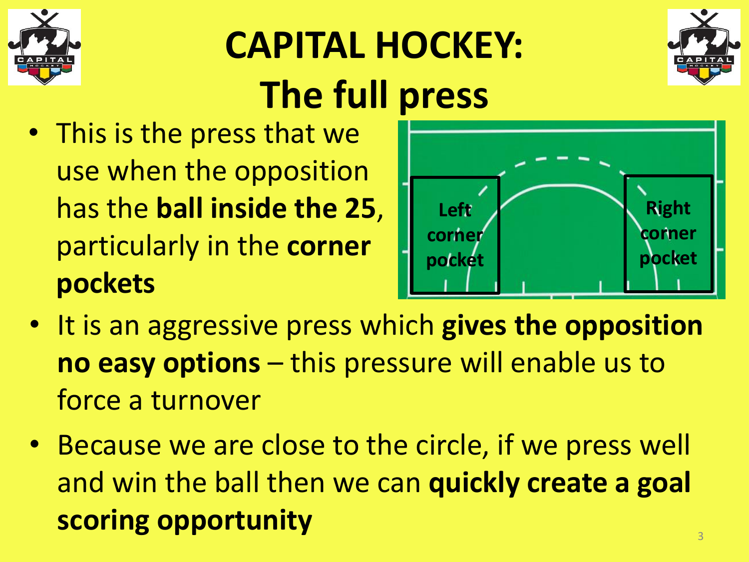# CAPITAL HOCKEY: The full press

- This is the press that we use when the opposition has the **ball inside the 25**, particularly in the **corner pockets**

Left corner pocket

Right corner pocket

- It is an aggressive press which **gives the opposition no easy options** – this pressure will enable us to force a turnover
- Because we are close to the circle, if we press well and win the ball then we can **quickly create a goal scoring opportunity**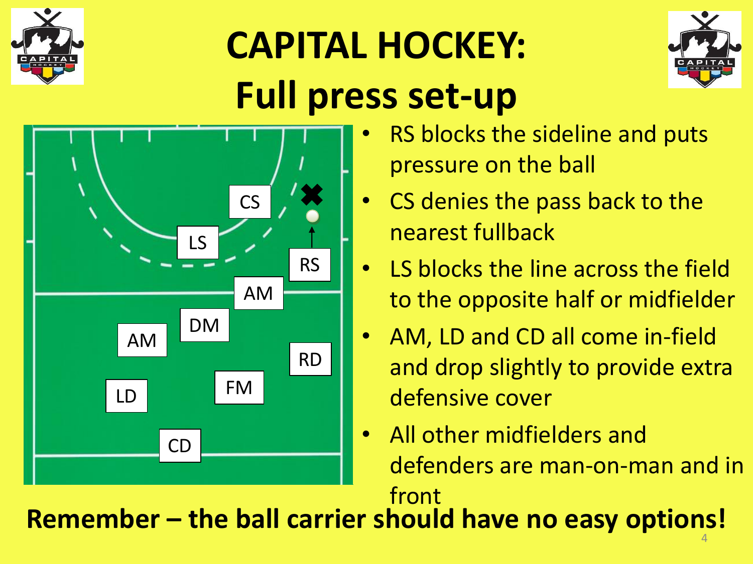# CAPITAL HOCKEY: Full press set-up

- RS blocks the sideline and puts pressure on the ball
- CS denies the pass back to the nearest fullback
- LS blocks the line across the field to the opposite half or midfielder
- AM, LD and CD all come in-field and drop slightly to provide extra defensive cover
- All other midfielders and defenders are man-on-man and in front

**Remember – the ball carrier should have no easy options!**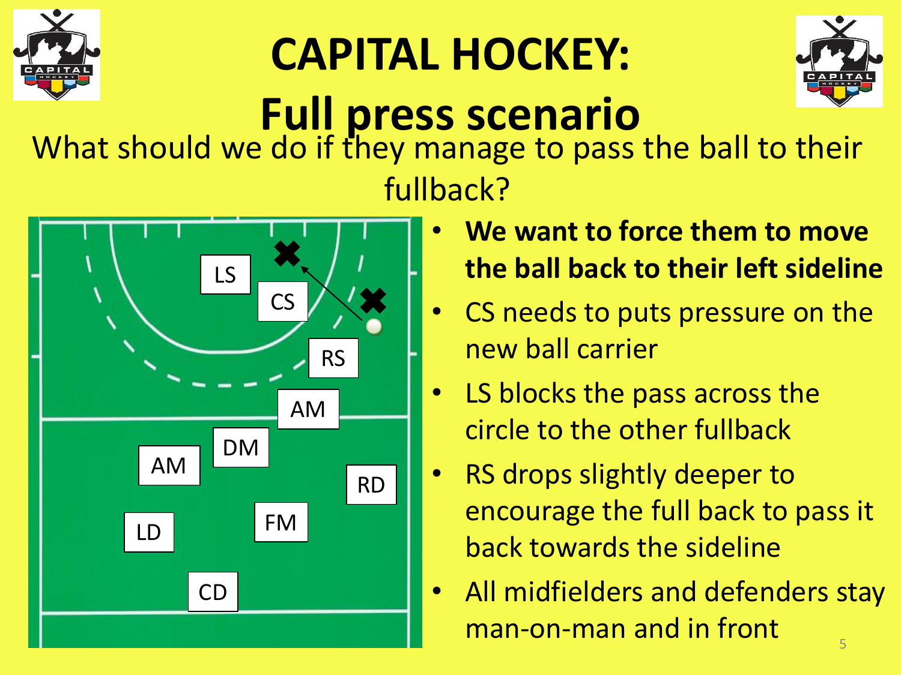# CAPITAL HOCKEY: Full press scenario

What should we do if they manage to pass the ball to their fullback?

LS

CS

RS

AM

DM

AM

RD

LD

FM

CD

- **We want to force them to move the ball back to their left sideline**
- CS needs to puts pressure on the new ball carrier
- LS blocks the pass across the circle to the other fullback
- RS drops slightly deeper to encourage the full back to pass it back towards the sideline
- All midfielders and defenders stay man-on-man and in front